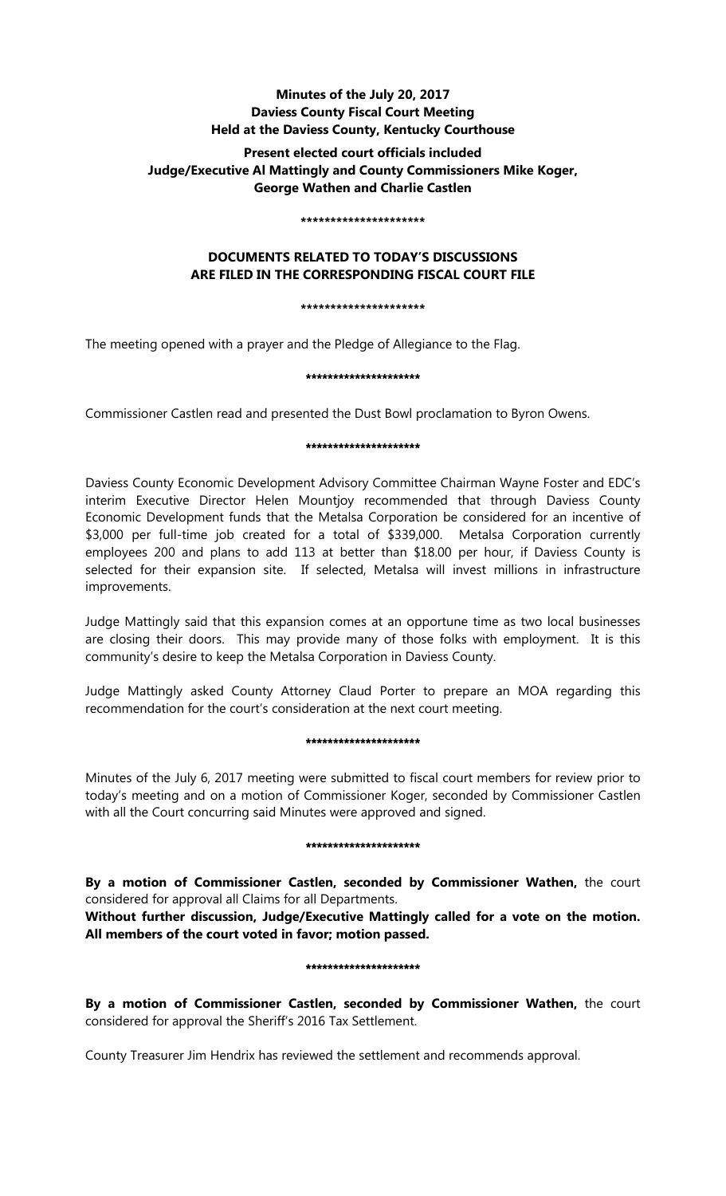**Minutes of the July 20, 2017**
**Daviess County Fiscal Court Meeting**
**Held at the Daviess County, Kentucky Courthouse**

**Present elected court officials included**
**Judge/Executive Al Mattingly and County Commissioners Mike Koger, George Wathen and Charlie Castlen**

*********************

**DOCUMENTS RELATED TO TODAY'S DISCUSSIONS ARE FILED IN THE CORRESPONDING FISCAL COURT FILE**

*********************

The meeting opened with a prayer and the Pledge of Allegiance to the Flag.

*********************

Commissioner Castlen read and presented the Dust Bowl proclamation to Byron Owens.

*********************

Daviess County Economic Development Advisory Committee Chairman Wayne Foster and EDC's interim Executive Director Helen Mountjoy recommended that through Daviess County Economic Development funds that the Metalsa Corporation be considered for an incentive of $3,000 per full-time job created for a total of $339,000. Metalsa Corporation currently employees 200 and plans to add 113 at better than $18.00 per hour, if Daviess County is selected for their expansion site. If selected, Metalsa will invest millions in infrastructure improvements.

Judge Mattingly said that this expansion comes at an opportune time as two local businesses are closing their doors. This may provide many of those folks with employment. It is this community's desire to keep the Metalsa Corporation in Daviess County.

Judge Mattingly asked County Attorney Claud Porter to prepare an MOA regarding this recommendation for the court's consideration at the next court meeting.

*********************

Minutes of the July 6, 2017 meeting were submitted to fiscal court members for review prior to today's meeting and on a motion of Commissioner Koger, seconded by Commissioner Castlen with all the Court concurring said Minutes were approved and signed.

*********************

**By a motion of Commissioner Castlen, seconded by Commissioner Wathen,** the court considered for approval all Claims for all Departments.
**Without further discussion, Judge/Executive Mattingly called for a vote on the motion. All members of the court voted in favor; motion passed.**

*********************

**By a motion of Commissioner Castlen, seconded by Commissioner Wathen,** the court considered for approval the Sheriff's 2016 Tax Settlement.

County Treasurer Jim Hendrix has reviewed the settlement and recommends approval.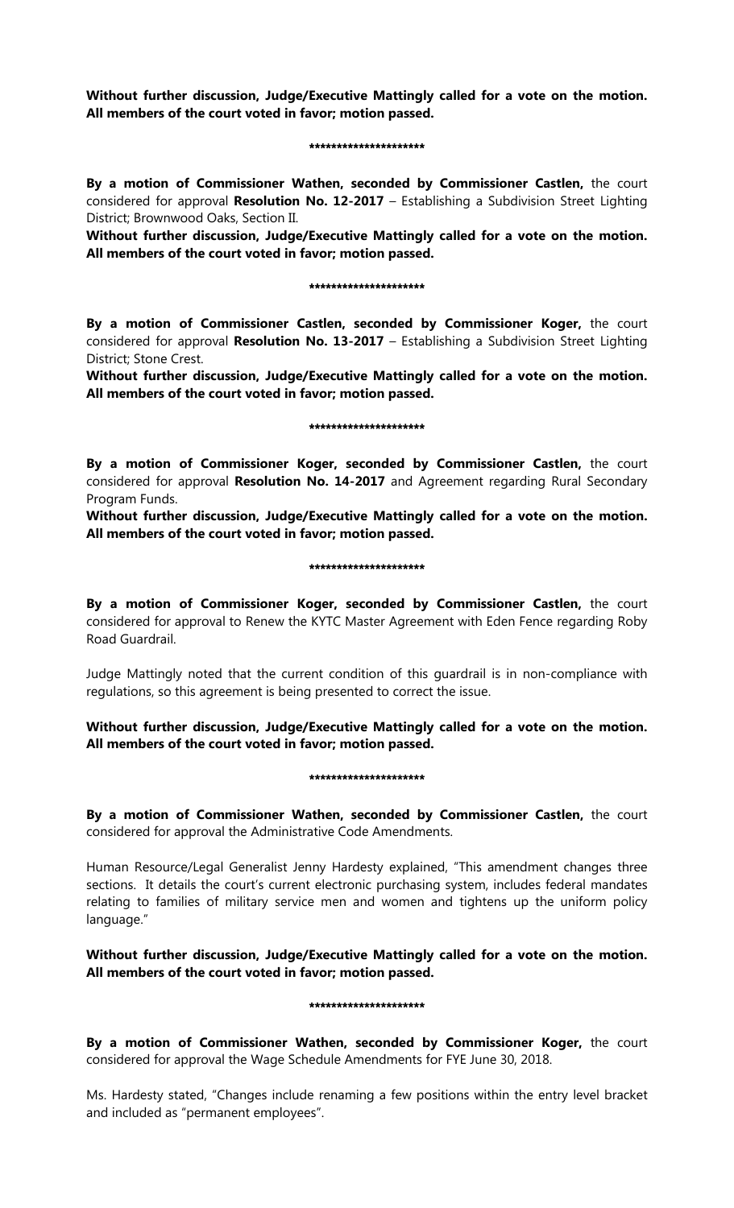**Without further discussion, Judge/Executive Mattingly called for a vote on the motion. All members of the court voted in favor; motion passed.**

*********************

**By a motion of Commissioner Wathen, seconded by Commissioner Castlen,** the court considered for approval **Resolution No. 12-2017** – Establishing a Subdivision Street Lighting District; Brownwood Oaks, Section II.

**Without further discussion, Judge/Executive Mattingly called for a vote on the motion. All members of the court voted in favor; motion passed.**

*********************

**By a motion of Commissioner Castlen, seconded by Commissioner Koger,** the court considered for approval **Resolution No. 13-2017** – Establishing a Subdivision Street Lighting District; Stone Crest.

**Without further discussion, Judge/Executive Mattingly called for a vote on the motion. All members of the court voted in favor; motion passed.**

*********************

**By a motion of Commissioner Koger, seconded by Commissioner Castlen,** the court considered for approval **Resolution No. 14-2017** and Agreement regarding Rural Secondary Program Funds.

**Without further discussion, Judge/Executive Mattingly called for a vote on the motion. All members of the court voted in favor; motion passed.**

*********************

**By a motion of Commissioner Koger, seconded by Commissioner Castlen,** the court considered for approval to Renew the KYTC Master Agreement with Eden Fence regarding Roby Road Guardrail.

Judge Mattingly noted that the current condition of this guardrail is in non-compliance with regulations, so this agreement is being presented to correct the issue.

**Without further discussion, Judge/Executive Mattingly called for a vote on the motion. All members of the court voted in favor; motion passed.**

*********************

**By a motion of Commissioner Wathen, seconded by Commissioner Castlen,** the court considered for approval the Administrative Code Amendments.

Human Resource/Legal Generalist Jenny Hardesty explained, "This amendment changes three sections. It details the court's current electronic purchasing system, includes federal mandates relating to families of military service men and women and tightens up the uniform policy language."

**Without further discussion, Judge/Executive Mattingly called for a vote on the motion. All members of the court voted in favor; motion passed.**

*********************

**By a motion of Commissioner Wathen, seconded by Commissioner Koger,** the court considered for approval the Wage Schedule Amendments for FYE June 30, 2018.

Ms. Hardesty stated, "Changes include renaming a few positions within the entry level bracket and included as "permanent employees".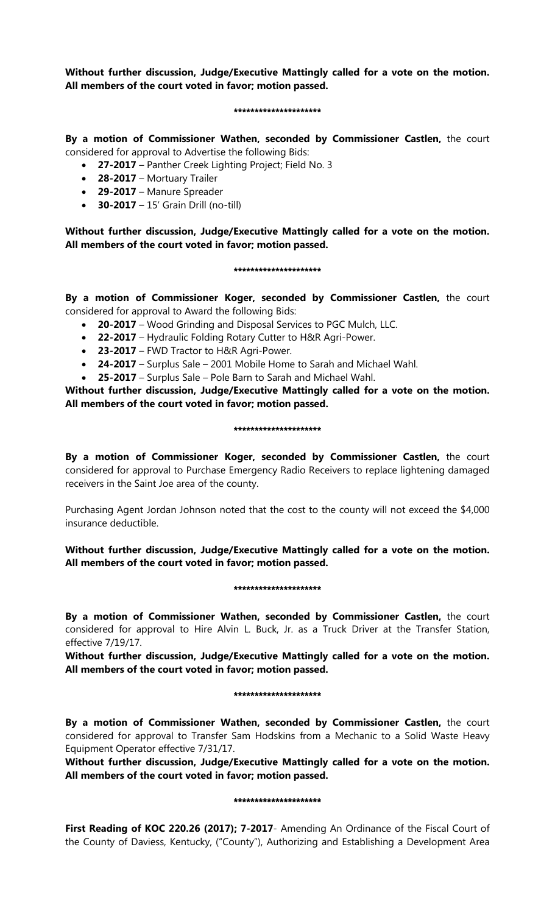**Without further discussion, Judge/Executive Mattingly called for a vote on the motion. All members of the court voted in favor; motion passed.**

*********************

**By a motion of Commissioner Wathen, seconded by Commissioner Castlen,** the court considered for approval to Advertise the following Bids:

- **27-2017** – Panther Creek Lighting Project; Field No. 3
- **28-2017** – Mortuary Trailer
- **29-2017** – Manure Spreader
- **30-2017** – 15' Grain Drill (no-till)

**Without further discussion, Judge/Executive Mattingly called for a vote on the motion. All members of the court voted in favor; motion passed.**

*********************

**By a motion of Commissioner Koger, seconded by Commissioner Castlen,** the court considered for approval to Award the following Bids:

- **20-2017** – Wood Grinding and Disposal Services to PGC Mulch, LLC.
- **22-2017** – Hydraulic Folding Rotary Cutter to H&R Agri-Power.
- **23-2017** – FWD Tractor to H&R Agri-Power.
- **24-2017** – Surplus Sale – 2001 Mobile Home to Sarah and Michael Wahl.
- **25-2017** – Surplus Sale – Pole Barn to Sarah and Michael Wahl.

**Without further discussion, Judge/Executive Mattingly called for a vote on the motion. All members of the court voted in favor; motion passed.**

*********************

**By a motion of Commissioner Koger, seconded by Commissioner Castlen,** the court considered for approval to Purchase Emergency Radio Receivers to replace lightening damaged receivers in the Saint Joe area of the county.

Purchasing Agent Jordan Johnson noted that the cost to the county will not exceed the $4,000 insurance deductible.

**Without further discussion, Judge/Executive Mattingly called for a vote on the motion. All members of the court voted in favor; motion passed.**

*********************

**By a motion of Commissioner Wathen, seconded by Commissioner Castlen,** the court considered for approval to Hire Alvin L. Buck, Jr. as a Truck Driver at the Transfer Station, effective 7/19/17.

**Without further discussion, Judge/Executive Mattingly called for a vote on the motion. All members of the court voted in favor; motion passed.**

*********************

**By a motion of Commissioner Wathen, seconded by Commissioner Castlen,** the court considered for approval to Transfer Sam Hodskins from a Mechanic to a Solid Waste Heavy Equipment Operator effective 7/31/17.

**Without further discussion, Judge/Executive Mattingly called for a vote on the motion. All members of the court voted in favor; motion passed.**

*********************

**First Reading of KOC 220.26 (2017); 7-2017**- Amending An Ordinance of the Fiscal Court of the County of Daviess, Kentucky, ("County"), Authorizing and Establishing a Development Area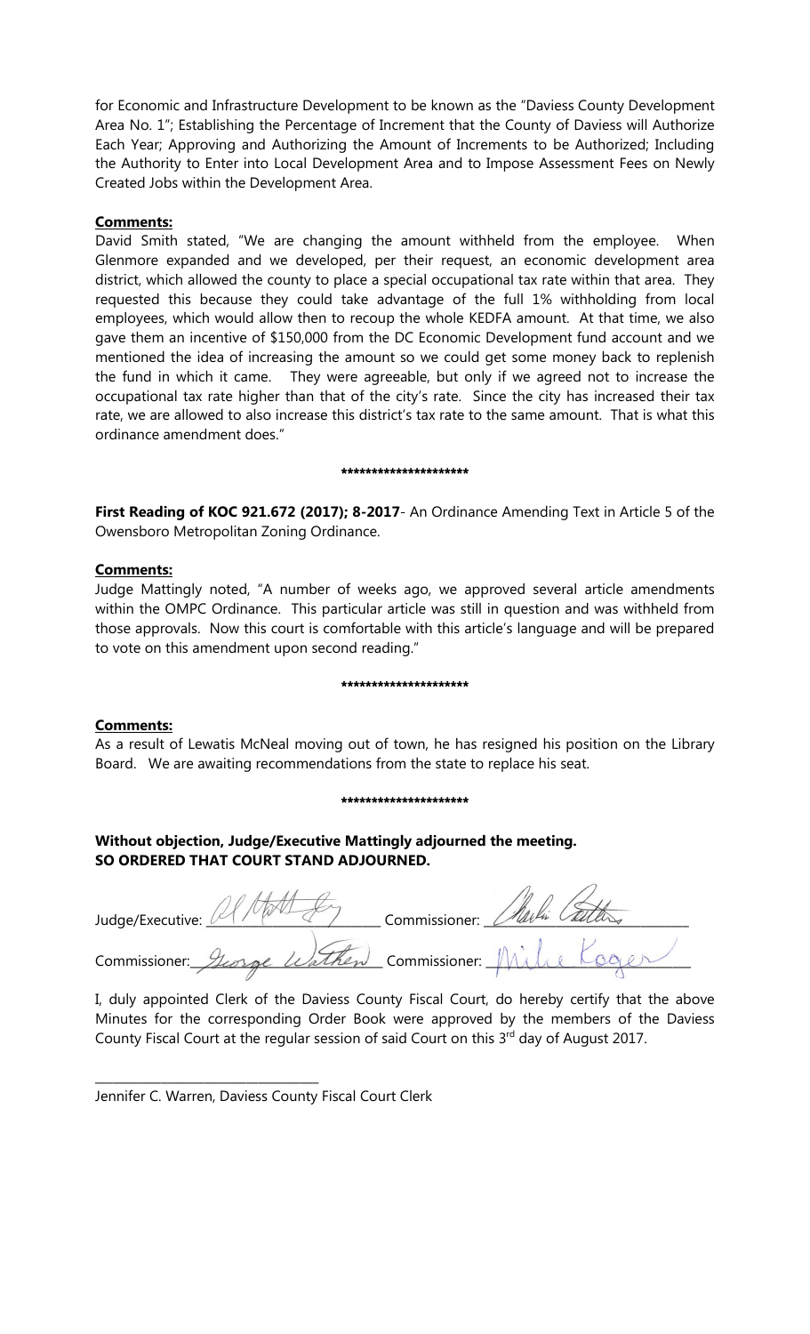for Economic and Infrastructure Development to be known as the "Daviess County Development Area No. 1"; Establishing the Percentage of Increment that the County of Daviess will Authorize Each Year; Approving and Authorizing the Amount of Increments to be Authorized; Including the Authority to Enter into Local Development Area and to Impose Assessment Fees on Newly Created Jobs within the Development Area.

**Comments:**

David Smith stated, "We are changing the amount withheld from the employee. When Glenmore expanded and we developed, per their request, an economic development area district, which allowed the county to place a special occupational tax rate within that area. They requested this because they could take advantage of the full 1% withholding from local employees, which would allow then to recoup the whole KEDFA amount. At that time, we also gave them an incentive of $150,000 from the DC Economic Development fund account and we mentioned the idea of increasing the amount so we could get some money back to replenish the fund in which it came. They were agreeable, but only if we agreed not to increase the occupational tax rate higher than that of the city's rate. Since the city has increased their tax rate, we are allowed to also increase this district's tax rate to the same amount. That is what this ordinance amendment does."

*********************

**First Reading of KOC 921.672 (2017); 8-2017**- An Ordinance Amending Text in Article 5 of the Owensboro Metropolitan Zoning Ordinance.

**Comments:**

Judge Mattingly noted, "A number of weeks ago, we approved several article amendments within the OMPC Ordinance. This particular article was still in question and was withheld from those approvals. Now this court is comfortable with this article's language and will be prepared to vote on this amendment upon second reading."

*********************

**Comments:**

As a result of Lewatis McNeal moving out of town, he has resigned his position on the Library Board. We are awaiting recommendations from the state to replace his seat.

*********************

**Without objection, Judge/Executive Mattingly adjourned the meeting.**
**SO ORDERED THAT COURT STAND ADJOURNED.**

Judge/Executive: ______________________ Commissioner: ______________________

Commissioner: ______________________ Commissioner: ______________________

I, duly appointed Clerk of the Daviess County Fiscal Court, do hereby certify that the above Minutes for the corresponding Order Book were approved by the members of the Daviess County Fiscal Court at the regular session of said Court on this 3rd day of August 2017.

______________________________
Jennifer C. Warren, Daviess County Fiscal Court Clerk